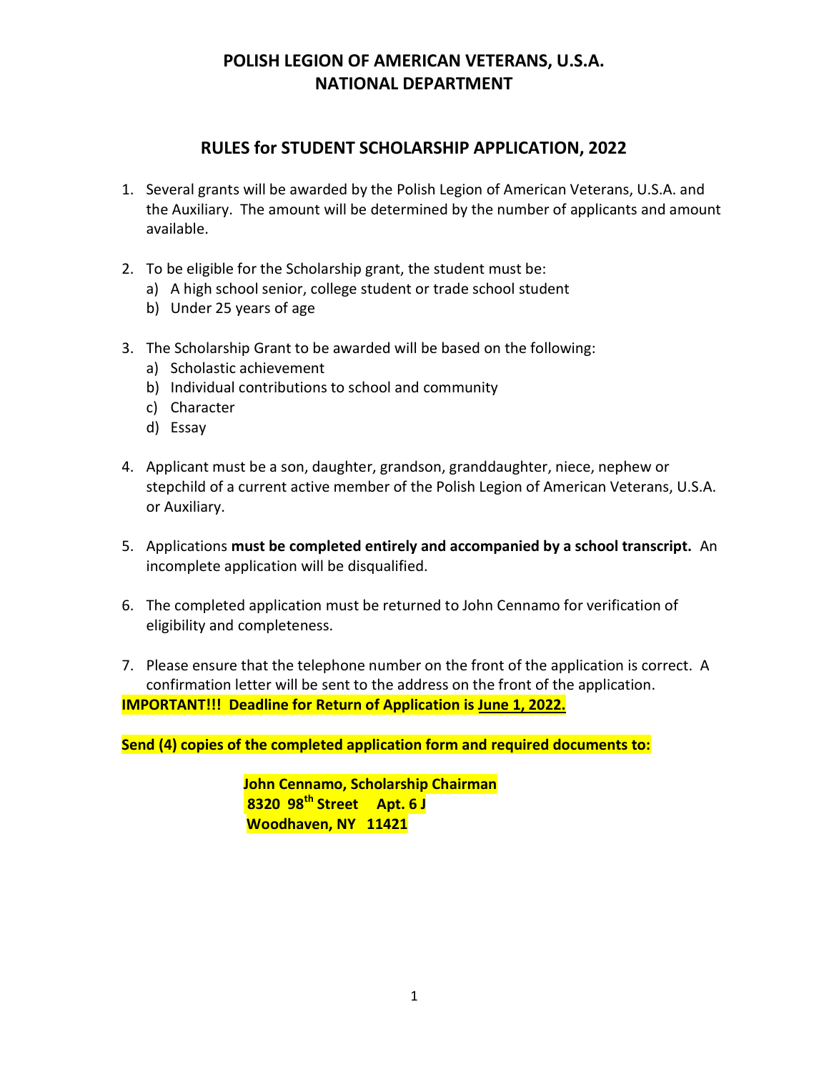# POLISH LEGION OF AMERICAN VETERANS, U.S.A.
# NATIONAL DEPARTMENT

## RULES for STUDENT SCHOLARSHIP APPLICATION, 2022

1. Several grants will be awarded by the Polish Legion of American Veterans, U.S.A. and the Auxiliary. The amount will be determined by the number of applicants and amount available.

2. To be eligible for the Scholarship grant, the student must be:
   a) A high school senior, college student or trade school student
   b) Under 25 years of age

3. The Scholarship Grant to be awarded will be based on the following:
   a) Scholastic achievement
   b) Individual contributions to school and community
   c) Character
   d) Essay

4. Applicant must be a son, daughter, grandson, granddaughter, niece, nephew or stepchild of a current active member of the Polish Legion of American Veterans, U.S.A. or Auxiliary.

5. Applications **must be completed entirely and accompanied by a school transcript.** An incomplete application will be disqualified.

6. The completed application must be returned to John Cennamo for verification of eligibility and completeness.

7. Please ensure that the telephone number on the front of the application is correct. A confirmation letter will be sent to the address on the front of the application.

**IMPORTANT!!! Deadline for Return of Application is June 1, 2022.**

**Send (4) copies of the completed application form and required documents to:**

**John Cennamo, Scholarship Chairman**
**8320 98th Street Apt. 6 J**
**Woodhaven, NY 11421**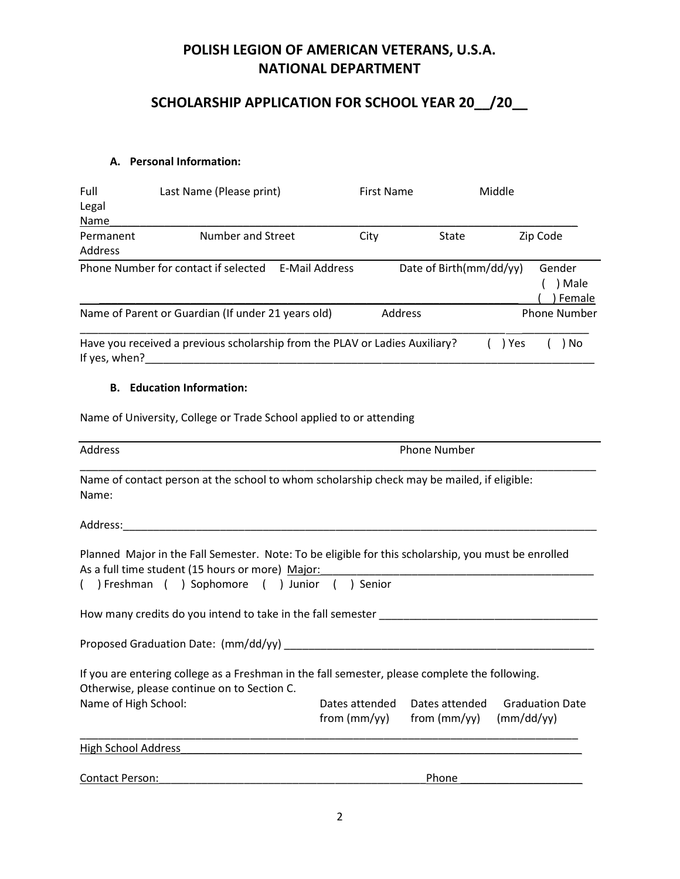# POLISH LEGION OF AMERICAN VETERANS, U.S.A.
# NATIONAL DEPARTMENT

## SCHOLARSHIP APPLICATION FOR SCHOOL YEAR 20__/20__

### A. Personal Information:

Full Legal Name________________________________________________________________________

Last Name (Please print) | First Name | Middle

Permanent Address | Number and Street | City | State | Zip Code

Phone Number for contact if selected | E-Mail Address | Date of Birth(mm/dd/yy) | Gender ( ) Male ( ) Female

______________________________________________________________________

Name of Parent or Guardian (If under 21 years old) | Address | Phone Number

______________________________________________________________________

Have you received a previous scholarship from the PLAV or Ladies Auxiliary? ( ) Yes ( ) No

If yes, when?______________________________________________________________________

### B. Education Information:

Name of University, College or Trade School applied to or attending

______________________________________________________________________

Address | Phone Number

______________________________________________________________________

Name of contact person at the school to whom scholarship check may be mailed, if eligible:

Name:

Address:______________________________________________________________________

Planned Major in the Fall Semester. Note: To be eligible for this scholarship, you must be enrolled As a full time student (15 hours or more) Major:_______________________________________

( ) Freshman ( ) Sophomore ( ) Junior ( ) Senior

How many credits do you intend to take in the fall semester ___________________________________

Proposed Graduation Date: (mm/dd/yy) ______________________________________________

If you are entering college as a Freshman in the fall semester, please complete the following. Otherwise, please continue on to Section C.

Name of High School: | Dates attended from (mm/yy) | Dates attended from (mm/yy) | Graduation Date (mm/dd/yy)

______________________________________________________________________

High School Address______________________________________________________________________

Contact Person:_____________________________________________Phone ____________________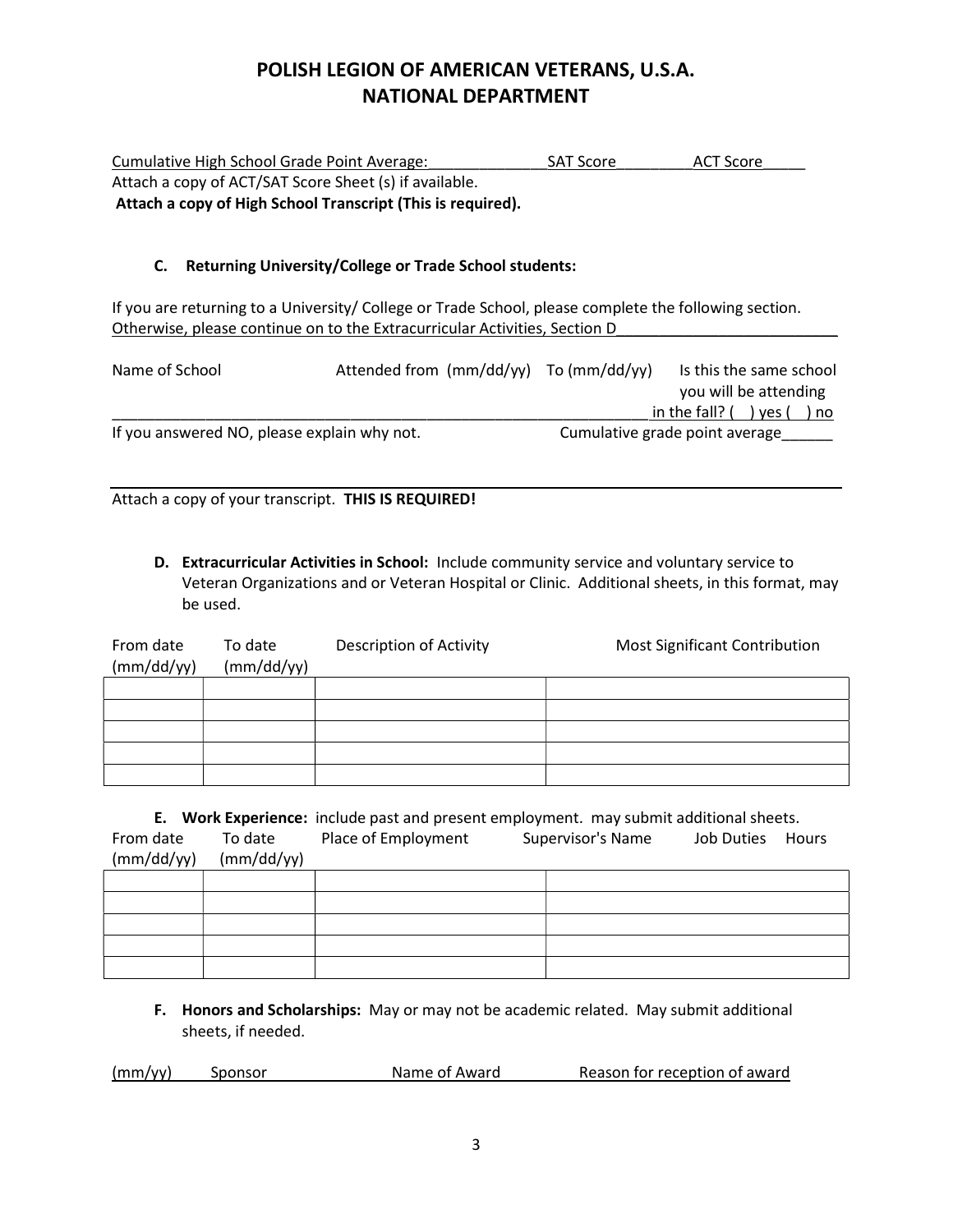## POLISH LEGION OF AMERICAN VETERANS, U.S.A.
## NATIONAL DEPARTMENT

Cumulative High School Grade Point Average:______________SAT Score_________ACT Score_____
Attach a copy of ACT/SAT Score Sheet (s) if available.
**Attach a copy of High School Transcript (This is required).**

### C. Returning University/College or Trade School students:

If you are returning to a University/ College or Trade School, please complete the following section. Otherwise, please continue on to the Extracurricular Activities, Section D__________________________

Name of School　　　Attended from (mm/dd/yy)　　To (mm/dd/yy)　　Is this the same school you will be attending
_________________________________________________________________ in the fall? ( ) yes ( ) no
If you answered NO, please explain why not.　　　　Cumulative grade point average______

_________________________________________________________________

Attach a copy of your transcript. **THIS IS REQUIRED!**

### D. Extracurricular Activities in School:

Include community service and voluntary service to Veteran Organizations and or Veteran Hospital or Clinic. Additional sheets, in this format, may be used.

| From date (mm/dd/yy) | To date (mm/dd/yy) | Description of Activity | Most Significant Contribution |
|---|---|---|---|
| | | | |
| | | | |
| | | | |
| | | | |
| | | | |

### E. Work Experience:

include past and present employment. may submit additional sheets.

| From date (mm/dd/yy) | To date (mm/dd/yy) | Place of Employment | Supervisor's Name　　Job Duties　　Hours |
|---|---|---|---|
| | | | |
| | | | |
| | | | |
| | | | |
| | | | |

### F. Honors and Scholarships:

May or may not be academic related. May submit additional sheets, if needed.

| (mm/yy) | Sponsor | Name of Award | Reason for reception of award |
|---|---|---|---|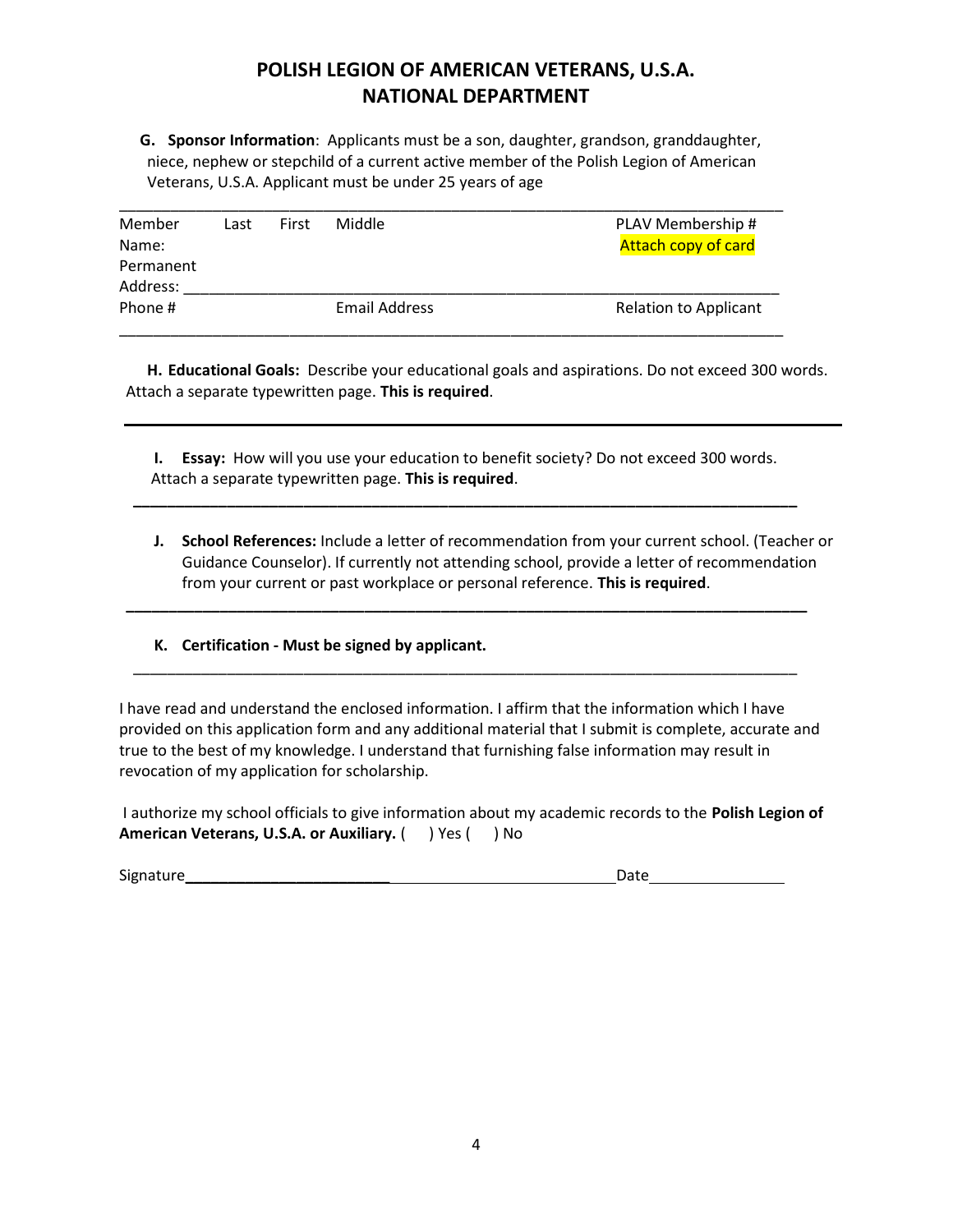# POLISH LEGION OF AMERICAN VETERANS, U.S.A.
# NATIONAL DEPARTMENT

**G. Sponsor Information**: Applicants must be a son, daughter, grandson, granddaughter, niece, nephew or stepchild of a current active member of the Polish Legion of American Veterans, U.S.A. Applicant must be under 25 years of age

______________________________________________________________________________

| Member Name: | Last | First | Middle | PLAV Membership # Attach copy of card |
|---|---|---|---|---|

Permanent Address: ______________________________________________________________________

| Phone # | Email Address | Relation to Applicant |
|---|---|---|

______________________________________________________________________________

**H. Educational Goals:** Describe your educational goals and aspirations. Do not exceed 300 words. Attach a separate typewritten page. **This is required**.

______________________________________________________________________________

**I. Essay:** How will you use your education to benefit society? Do not exceed 300 words. Attach a separate typewritten page. **This is required**.

______________________________________________________________________________

**J. School References:** Include a letter of recommendation from your current school. (Teacher or Guidance Counselor). If currently not attending school, provide a letter of recommendation from your current or past workplace or personal reference. **This is required**.

______________________________________________________________________________

**K. Certification - Must be signed by applicant.**

______________________________________________________________________________

I have read and understand the enclosed information. I affirm that the information which I have provided on this application form and any additional material that I submit is complete, accurate and true to the best of my knowledge. I understand that furnishing false information may result in revocation of my application for scholarship.

I authorize my school officials to give information about my academic records to the **Polish Legion of American Veterans, U.S.A. or Auxiliary.** (     ) Yes (     ) No

Signature______________________________________________________ Date________________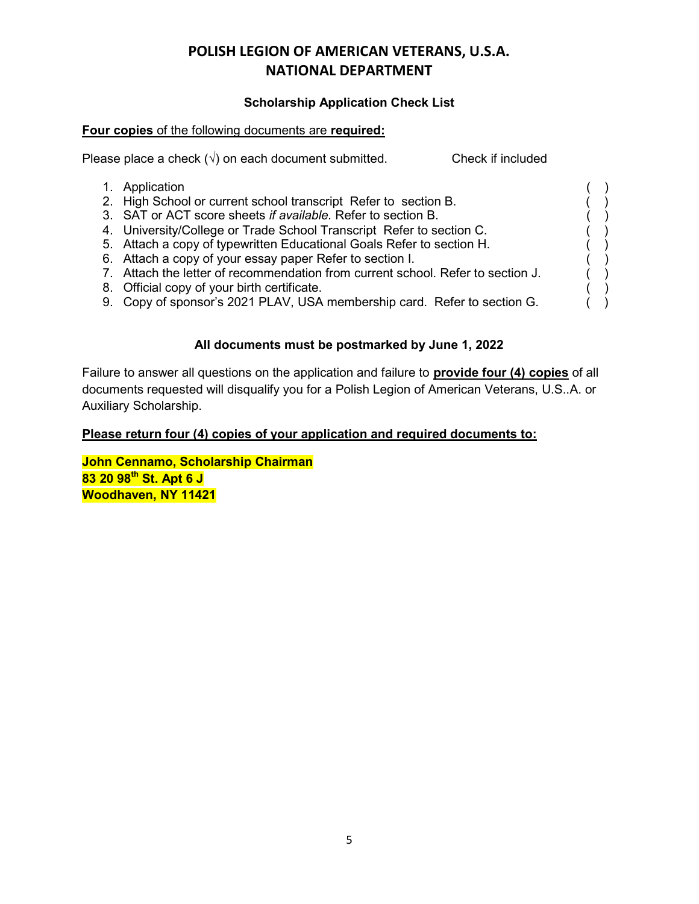# POLISH LEGION OF AMERICAN VETERANS, U.S.A.
# NATIONAL DEPARTMENT

### Scholarship Application Check List

**Four copies** of the following documents are **required:**

Please place a check (√) on each document submitted. Check if included

1. Application ( )
2. High School or current school transcript Refer to section B. ( )
3. SAT or ACT score sheets *if available.* Refer to section B. ( )
4. University/College or Trade School Transcript Refer to section C. ( )
5. Attach a copy of typewritten Educational Goals Refer to section H. ( )
6. Attach a copy of your essay paper Refer to section I. ( )
7. Attach the letter of recommendation from current school. Refer to section J. ( )
8. Official copy of your birth certificate. ( )
9. Copy of sponsor's 2021 PLAV, USA membership card. Refer to section G. ( )

**All documents must be postmarked by June 1, 2022**

Failure to answer all questions on the application and failure to **provide four (4) copies** of all documents requested will disqualify you for a Polish Legion of American Veterans, U.S..A. or Auxiliary Scholarship.

**Please return four (4) copies of your application and required documents to:**

**John Cennamo, Scholarship Chairman**
**83 20 98th St. Apt 6 J**
**Woodhaven, NY 11421**